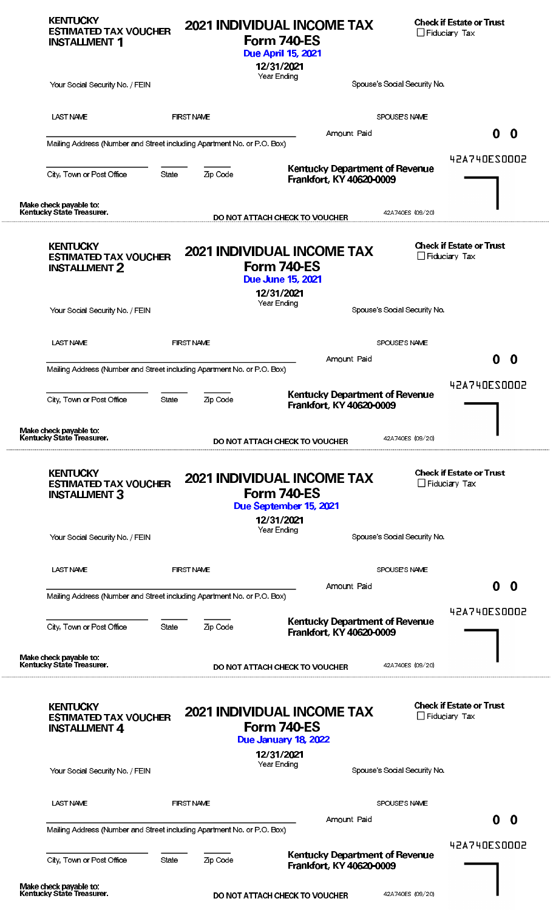**KENTUCKY ESTIMATED TAX VOUCHER INSTALLMENT 1**

## 2021 INDIVIDUAL INCOME TAX
## Form 740-ES
**Due April 15, 2021**

**12/31/2021**
Year Ending

**Check if Estate or Trust**
☐ Fiduciary Tax

Your Social Security No. / FEIN

Spouse's Social Security No.

LAST NAME FIRST NAME SPOUSE'S NAME

Amount Paid **0 0**

Mailing Address (Number and Street including Apartment No. or P.O. Box)

42A740ES0002

City, Town or Post Office State Zip Code

**Kentucky Department of Revenue**
**Frankfort, KY 40620-0009**

**Make check payable to: Kentucky State Treasurer.**

**DO NOT ATTACH CHECK TO VOUCHER**

42A740ES (09/20)

---

**KENTUCKY ESTIMATED TAX VOUCHER INSTALLMENT 2**

## 2021 INDIVIDUAL INCOME TAX
## Form 740-ES
**Due June 15, 2021**

**12/31/2021**
Year Ending

**Check if Estate or Trust**
☐ Fiduciary Tax

Your Social Security No. / FEIN

Spouse's Social Security No.

LAST NAME FIRST NAME SPOUSE'S NAME

Amount Paid **0 0**

Mailing Address (Number and Street including Apartment No. or P.O. Box)

42A740ES0002

City, Town or Post Office State Zip Code

**Kentucky Department of Revenue**
**Frankfort, KY 40620-0009**

**Make check payable to: Kentucky State Treasurer.**

**DO NOT ATTACH CHECK TO VOUCHER**

42A740ES (09/20)

---

**KENTUCKY ESTIMATED TAX VOUCHER INSTALLMENT 3**

## 2021 INDIVIDUAL INCOME TAX
## Form 740-ES
**Due September 15, 2021**

**12/31/2021**
Year Ending

**Check if Estate or Trust**
☐ Fiduciary Tax

Your Social Security No. / FEIN

Spouse's Social Security No.

LAST NAME FIRST NAME SPOUSE'S NAME

Amount Paid **0 0**

Mailing Address (Number and Street including Apartment No. or P.O. Box)

42A740ES0002

City, Town or Post Office State Zip Code

**Kentucky Department of Revenue**
**Frankfort, KY 40620-0009**

**Make check payable to: Kentucky State Treasurer.**

**DO NOT ATTACH CHECK TO VOUCHER**

42A740ES (09/20)

---

**KENTUCKY ESTIMATED TAX VOUCHER INSTALLMENT 4**

## 2021 INDIVIDUAL INCOME TAX
## Form 740-ES
**Due January 18, 2022**

**12/31/2021**
Year Ending

**Check if Estate or Trust**
☐ Fiduciary Tax

Your Social Security No. / FEIN

Spouse's Social Security No.

LAST NAME FIRST NAME SPOUSE'S NAME

Amount Paid **0 0**

Mailing Address (Number and Street including Apartment No. or P.O. Box)

42A740ES0002

City, Town or Post Office State Zip Code

**Kentucky Department of Revenue**
**Frankfort, KY 40620-0009**

**Make check payable to: Kentucky State Treasurer.**

**DO NOT ATTACH CHECK TO VOUCHER**

42A740ES (09/20)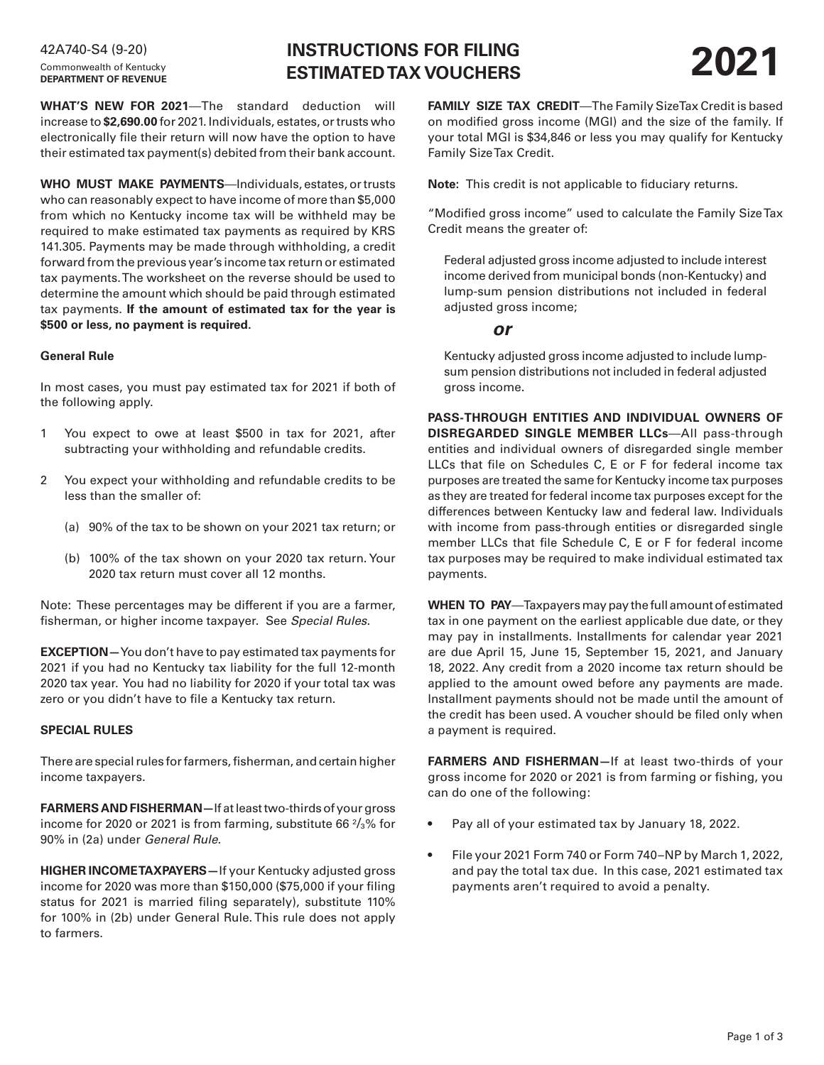42A740-S4 (9-20)
Commonwealth of Kentucky
**DEPARTMENT OF REVENUE**

# INSTRUCTIONS FOR FILING ESTIMATED TAX VOUCHERS

# 2021

**WHAT'S NEW FOR 2021**—The standard deduction will increase to **$2,690.00** for 2021. Individuals, estates, or trusts who electronically file their return will now have the option to have their estimated tax payment(s) debited from their bank account.

**WHO MUST MAKE PAYMENTS**—Individuals, estates, or trusts who can reasonably expect to have income of more than $5,000 from which no Kentucky income tax will be withheld may be required to make estimated tax payments as required by KRS 141.305. Payments may be made through withholding, a credit forward from the previous year's income tax return or estimated tax payments. The worksheet on the reverse should be used to determine the amount which should be paid through estimated tax payments. **If the amount of estimated tax for the year is $500 or less, no payment is required.**

**General Rule**

In most cases, you must pay estimated tax for 2021 if both of the following apply.

1. You expect to owe at least $500 in tax for 2021, after subtracting your withholding and refundable credits.
2. You expect your withholding and refundable credits to be less than the smaller of:
   (a) 90% of the tax to be shown on your 2021 tax return; or
   (b) 100% of the tax shown on your 2020 tax return. Your 2020 tax return must cover all 12 months.

Note: These percentages may be different if you are a farmer, fisherman, or higher income taxpayer. See *Special Rules*.

**EXCEPTION—**You don't have to pay estimated tax payments for 2021 if you had no Kentucky tax liability for the full 12-month 2020 tax year. You had no liability for 2020 if your total tax was zero or you didn't have to file a Kentucky tax return.

**SPECIAL RULES**

There are special rules for farmers, fisherman, and certain higher income taxpayers.

**FARMERS AND FISHERMAN—**If at least two-thirds of your gross income for 2020 or 2021 is from farming, substitute 66 2/3% for 90% in (2a) under *General Rule*.

**HIGHER INCOME TAXPAYERS—**If your Kentucky adjusted gross income for 2020 was more than $150,000 ($75,000 if your filing status for 2021 is married filing separately), substitute 110% for 100% in (2b) under General Rule. This rule does not apply to farmers.

**FAMILY SIZE TAX CREDIT**—The Family Size Tax Credit is based on modified gross income (MGI) and the size of the family. If your total MGI is $34,846 or less you may qualify for Kentucky Family Size Tax Credit.

**Note:** This credit is not applicable to fiduciary returns.

"Modified gross income" used to calculate the Family Size Tax Credit means the greater of:

> Federal adjusted gross income adjusted to include interest income derived from municipal bonds (non-Kentucky) and lump-sum pension distributions not included in federal adjusted gross income;
>
> ***or***
>
> Kentucky adjusted gross income adjusted to include lump-sum pension distributions not included in federal adjusted gross income.

**PASS-THROUGH ENTITIES AND INDIVIDUAL OWNERS OF DISREGARDED SINGLE MEMBER LLCs**—All pass-through entities and individual owners of disregarded single member LLCs that file on Schedules C, E or F for federal income tax purposes are treated the same for Kentucky income tax purposes as they are treated for federal income tax purposes except for the differences between Kentucky law and federal law. Individuals with income from pass-through entities or disregarded single member LLCs that file Schedule C, E or F for federal income tax purposes may be required to make individual estimated tax payments.

**WHEN TO PAY**—Taxpayers may pay the full amount of estimated tax in one payment on the earliest applicable due date, or they may pay in installments. Installments for calendar year 2021 are due April 15, June 15, September 15, 2021, and January 18, 2022. Any credit from a 2020 income tax return should be applied to the amount owed before any payments are made. Installment payments should not be made until the amount of the credit has been used. A voucher should be filed only when a payment is required.

**FARMERS AND FISHERMAN—**If at least two-thirds of your gross income for 2020 or 2021 is from farming or fishing, you can do one of the following:

- Pay all of your estimated tax by January 18, 2022.
- File your 2021 Form 740 or Form 740–NP by March 1, 2022, and pay the total tax due. In this case, 2021 estimated tax payments aren't required to avoid a penalty.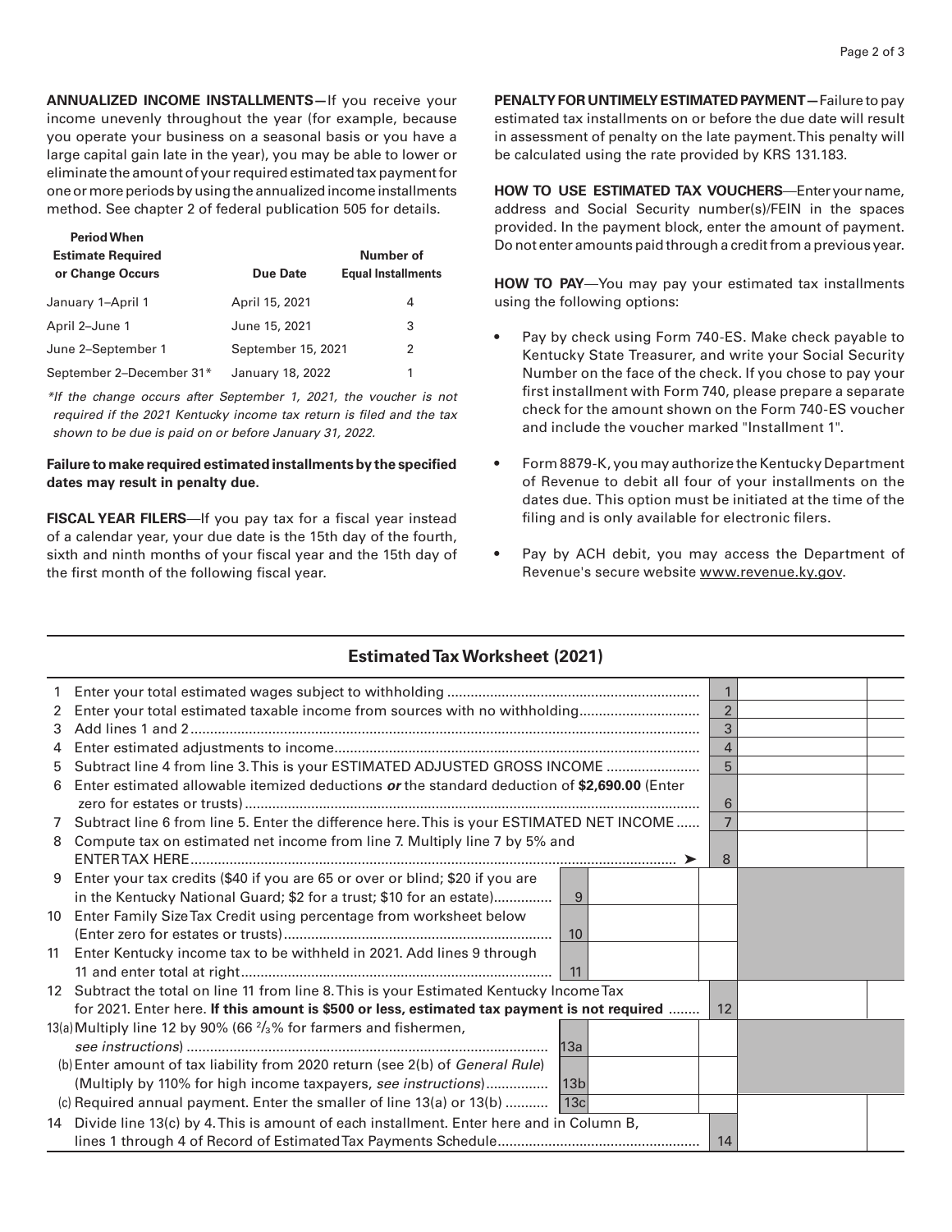**ANNUALIZED INCOME INSTALLMENTS—**If you receive your income unevenly throughout the year (for example, because you operate your business on a seasonal basis or you have a large capital gain late in the year), you may be able to lower or eliminate the amount of your required estimated tax payment for one or more periods by using the annualized income installments method. See chapter 2 of federal publication 505 for details.

| Period When Estimate Required or Change Occurs | Due Date | Number of Equal Installments |
|---|---|---|
| January 1–April 1 | April 15, 2021 | 4 |
| April 2–June 1 | June 15, 2021 | 3 |
| June 2–September 1 | September 15, 2021 | 2 |
| September 2–December 31* | January 18, 2022 | 1 |

*If the change occurs after September 1, 2021, the voucher is not required if the 2021 Kentucky income tax return is filed and the tax shown to be due is paid on or before January 31, 2022.*

**Failure to make required estimated installments by the specified dates may result in penalty due.**

**FISCAL YEAR FILERS**—If you pay tax for a fiscal year instead of a calendar year, your due date is the 15th day of the fourth, sixth and ninth months of your fiscal year and the 15th day of the first month of the following fiscal year.

**PENALTY FOR UNTIMELY ESTIMATED PAYMENT—**Failure to pay estimated tax installments on or before the due date will result in assessment of penalty on the late payment. This penalty will be calculated using the rate provided by KRS 131.183.

**HOW TO USE ESTIMATED TAX VOUCHERS**—Enter your name, address and Social Security number(s)/FEIN in the spaces provided. In the payment block, enter the amount of payment. Do not enter amounts paid through a credit from a previous year.

**HOW TO PAY**—You may pay your estimated tax installments using the following options:

- Pay by check using Form 740-ES. Make check payable to Kentucky State Treasurer, and write your Social Security Number on the face of the check. If you chose to pay your first installment with Form 740, please prepare a separate check for the amount shown on the Form 740-ES voucher and include the voucher marked "Installment 1".
- Form 8879-K, you may authorize the Kentucky Department of Revenue to debit all four of your installments on the dates due. This option must be initiated at the time of the filing and is only available for electronic filers.
- Pay by ACH debit, you may access the Department of Revenue's secure website www.revenue.ky.gov.

## Estimated Tax Worksheet (2021)

| | | | | | |
|---|---|---|---|---|---|
| 1 | Enter your total estimated wages subject to withholding | | | 1 | |
| 2 | Enter your total estimated taxable income from sources with no withholding | | | 2 | |
| 3 | Add lines 1 and 2 | | | 3 | |
| 4 | Enter estimated adjustments to income | | | 4 | |
| 5 | Subtract line 4 from line 3. This is your ESTIMATED ADJUSTED GROSS INCOME | | | 5 | |
| 6 | Enter estimated allowable itemized deductions ***or*** the standard deduction of **$2,690.00** (Enter zero for estates or trusts) | | | 6 | |
| 7 | Subtract line 6 from line 5. Enter the difference here. This is your ESTIMATED NET INCOME | | | 7 | |
| 8 | Compute tax on estimated net income from line 7. Multiply line 7 by 5% and ENTER TAX HERE ➤ | | | 8 | |
| 9 | Enter your tax credits ($40 if you are 65 or over or blind; $20 if you are in the Kentucky National Guard; $2 for a trust; $10 for an estate) | 9 | | | |
| 10 | Enter Family Size Tax Credit using percentage from worksheet below (Enter zero for estates or trusts) | 10 | | | |
| 11 | Enter Kentucky income tax to be withheld in 2021. Add lines 9 through 11 and enter total at right | 11 | | | |
| 12 | Subtract the total on line 11 from line 8. This is your Estimated Kentucky Income Tax for 2021. Enter here. **If this amount is $500 or less, estimated tax payment is not required** | | | 12 | |
| 13(a) | Multiply line 12 by 90% (66 ⅔% for farmers and fishermen, *see instructions*) | 13a | | | |
| (b) | Enter amount of tax liability from 2020 return (see 2(b) of *General Rule*) (Multiply by 110% for high income taxpayers, *see instructions*) | 13b | | | |
| (c) | Required annual payment. Enter the smaller of line 13(a) or 13(b) | 13c | | | |
| 14 | Divide line 13(c) by 4. This is amount of each installment. Enter here and in Column B, lines 1 through 4 of Record of Estimated Tax Payments Schedule | | | 14 | |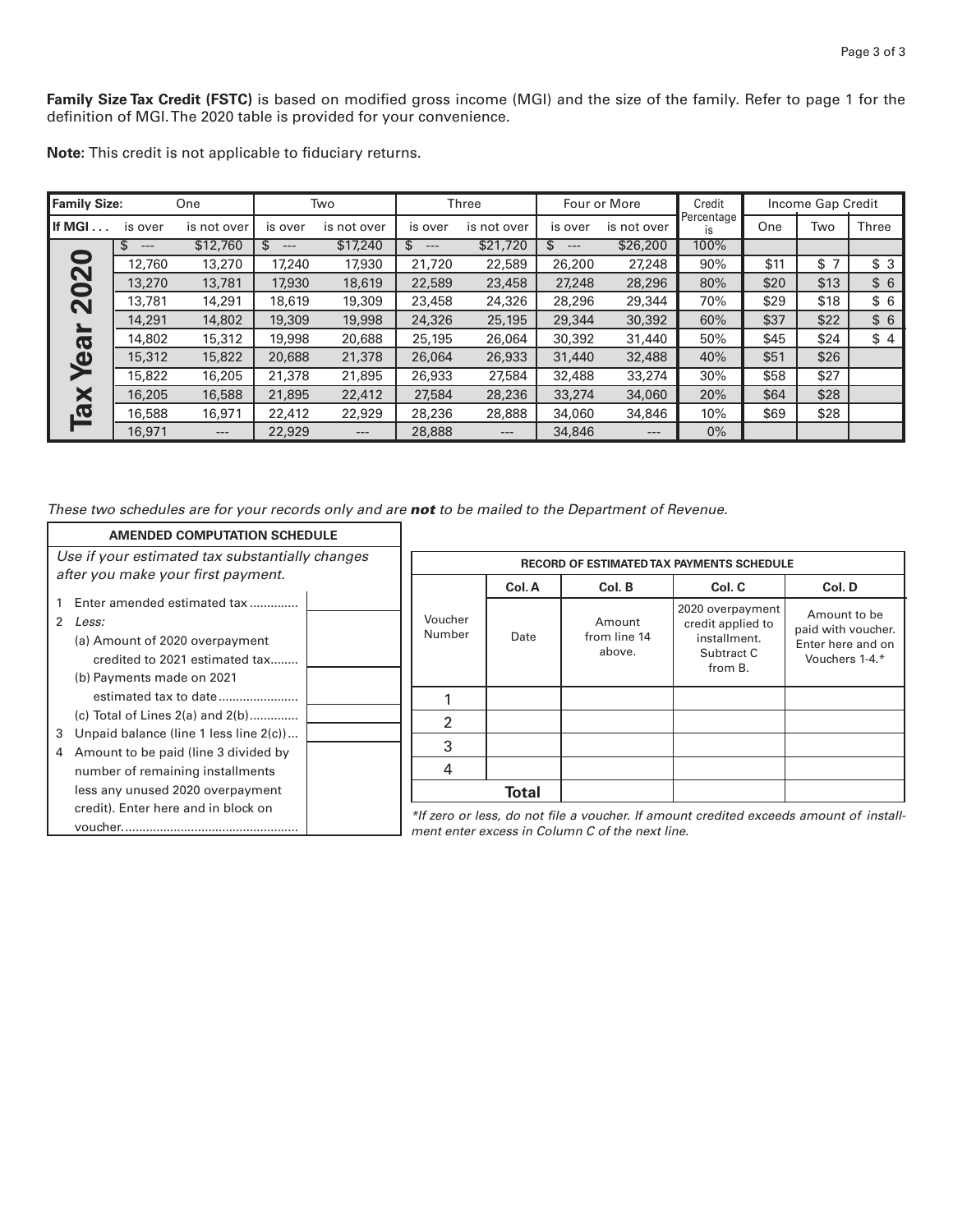**Family Size Tax Credit (FSTC)** is based on modified gross income (MGI) and the size of the family. Refer to page 1 for the definition of MGI. The 2020 table is provided for your convenience.

**Note:** This credit is not applicable to fiduciary returns.

| | **Family Size:** One | | Two | | Three | | Four or More | | Credit Percentage is | Income Gap Credit | | |
|---|---|---|---|---|---|---|---|---|---|---|---|---|
| | **If MGI . . .** is over | is not over | is over | is not over | is over | is not over | is over | is not over | | One | Two | Three |
| **Tax Year 2020** | $ --- | $12,760 | $ --- | $17,240 | $ --- | $21,720 | $ --- | $26,200 | 100% | | | |
| | 12,760 | 13,270 | 17,240 | 17,930 | 21,720 | 22,589 | 26,200 | 27,248 | 90% | $11 | $ 7 | $ 3 |
| | 13,270 | 13,781 | 17,930 | 18,619 | 22,589 | 23,458 | 27,248 | 28,296 | 80% | $20 | $13 | $ 6 |
| | 13,781 | 14,291 | 18,619 | 19,309 | 23,458 | 24,326 | 28,296 | 29,344 | 70% | $29 | $18 | $ 6 |
| | 14,291 | 14,802 | 19,309 | 19,998 | 24,326 | 25,195 | 29,344 | 30,392 | 60% | $37 | $22 | $ 6 |
| | 14,802 | 15,312 | 19,998 | 20,688 | 25,195 | 26,064 | 30,392 | 31,440 | 50% | $45 | $24 | $ 4 |
| | 15,312 | 15,822 | 20,688 | 21,378 | 26,064 | 26,933 | 31,440 | 32,488 | 40% | $51 | $26 | |
| | 15,822 | 16,205 | 21,378 | 21,895 | 26,933 | 27,584 | 32,488 | 33,274 | 30% | $58 | $27 | |
| | 16,205 | 16,588 | 21,895 | 22,412 | 27,584 | 28,236 | 33,274 | 34,060 | 20% | $64 | $28 | |
| | 16,588 | 16,971 | 22,412 | 22,929 | 28,236 | 28,888 | 34,060 | 34,846 | 10% | $69 | $28 | |
| | 16,971 | --- | 22,929 | --- | 28,888 | --- | 34,846 | --- | 0% | | | |

*These two schedules are for your records only and are **not** to be mailed to the Department of Revenue.*

| **AMENDED COMPUTATION SCHEDULE** | |
|---|---|
| *Use if your estimated tax substantially changes after you make your first payment.* | |
| 1 Enter amended estimated tax ............. | |
| 2 *Less:* (a) Amount of 2020 overpayment credited to 2021 estimated tax........ | |
| (b) Payments made on 2021 estimated tax to date....................... | |
| (c) Total of Lines 2(a) and 2(b)............. | |
| 3 Unpaid balance (line 1 less line 2(c))... | |
| 4 Amount to be paid (line 3 divided by number of remaining installments less any unused 2020 overpayment credit). Enter here and in block on voucher.................................................. | |

| **RECORD OF ESTIMATED TAX PAYMENTS SCHEDULE** | | | | |
|---|---|---|---|---|
| | Col. A | Col. B | Col. C | Col. D |
| Voucher Number | Date | Amount from line 14 above. | 2020 overpayment credit applied to installment. Subtract C from B. | Amount to be paid with voucher. Enter here and on Vouchers 1-4.* |
| 1 | | | | |
| 2 | | | | |
| 3 | | | | |
| 4 | | | | |
| **Total** | | | | |

*\*If zero or less, do not file a voucher. If amount credited exceeds amount of installment enter excess in Column C of the next line.*